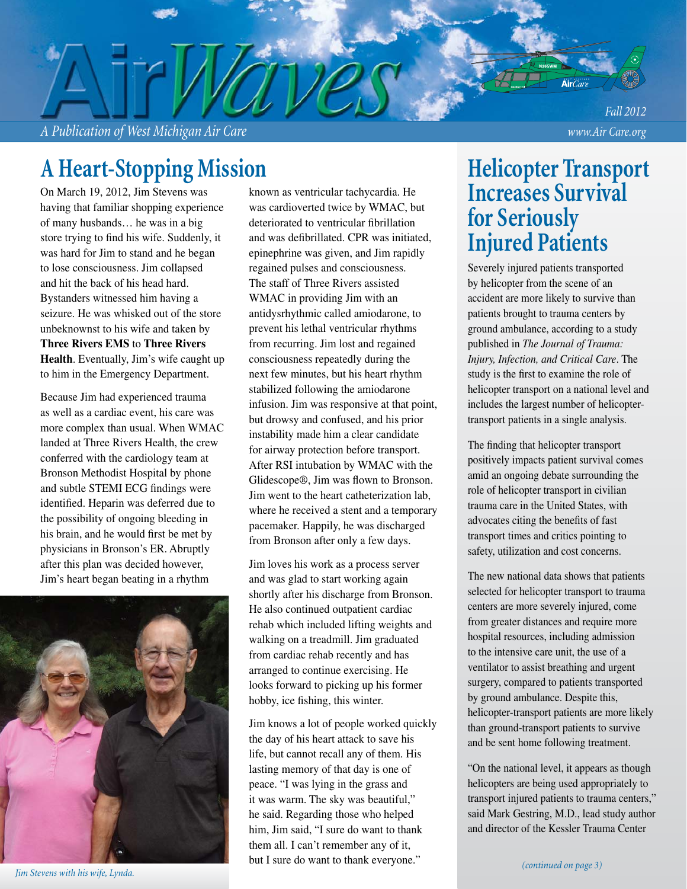# AirWaves

*A Publication of West Michigan Air Care*

*Fall 2012*

*www.Air Care.org*

## A Heart-Stopping Mission

On March 19, 2012, Jim Stevens was having that familiar shopping experience of many husbands… he was in a big store trying to find his wife. Suddenly, it was hard for Jim to stand and he began to lose consciousness. Jim collapsed and hit the back of his head hard. Bystanders witnessed him having a seizure. He was whisked out of the store unbeknownst to his wife and taken by **Three Rivers EMS** to **Three Rivers Health**. Eventually, Jim's wife caught up to him in the Emergency Department.

Because Jim had experienced trauma as well as a cardiac event, his care was more complex than usual. When WMAC landed at Three Rivers Health, the crew conferred with the cardiology team at Bronson Methodist Hospital by phone and subtle STEMI ECG findings were identified. Heparin was deferred due to the possibility of ongoing bleeding in his brain, and he would first be met by physicians in Bronson's ER. Abruptly after this plan was decided however, Jim's heart began beating in a rhythm known as ventricular tachycardia. He was cardioverted twice by WMAC, but deteriorated to ventricular fibrillation and was defibrillated. CPR was initiated, epinephrine was given, and Jim rapidly regained pulses and consciousness. The staff of Three Rivers assisted WMAC in providing Jim with an antidysrhythmic called amiodarone, to prevent his lethal ventricular rhythms from recurring. Jim lost and regained consciousness repeatedly during the next few minutes, but his heart rhythm stabilized following the amiodarone infusion. Jim was responsive at that point, but drowsy and confused, and his prior instability made him a clear candidate for airway protection before transport. After RSI intubation by WMAC with the Glidescope®, Jim was flown to Bronson. Jim went to the heart catheterization lab, where he received a stent and a temporary pacemaker. Happily, he was discharged from Bronson after only a few days.

Jim loves his work as a process server and was glad to start working again shortly after his discharge from Bronson. He also continued outpatient cardiac rehab which included lifting weights and walking on a treadmill. Jim graduated from cardiac rehab recently and has arranged to continue exercising. He looks forward to picking up his former hobby, ice fishing, this winter.

Jim knows a lot of people worked quickly the day of his heart attack to save his life, but cannot recall any of them. His lasting memory of that day is one of peace. "I was lying in the grass and it was warm. The sky was beautiful," he said. Regarding those who helped him, Jim said, "I sure do want to thank them all. I can't remember any of it, but I sure do want to thank everyone."

*Jim Stevens with his wife, Lynda.*

## Helicopter Transport Increases Survival for Seriously Injured Patients

Severely injured patients transported by helicopter from the scene of an accident are more likely to survive than patients brought to trauma centers by ground ambulance, according to a study published in *The Journal of Trauma: Injury, Infection, and Critical Care*. The study is the first to examine the role of helicopter transport on a national level and includes the largest number of helicopter-transport patients in a single analysis.

The finding that helicopter transport positively impacts patient survival comes amid an ongoing debate surrounding the role of helicopter transport in civilian trauma care in the United States, with advocates citing the benefits of fast transport times and critics pointing to safety, utilization and cost concerns.

The new national data shows that patients selected for helicopter transport to trauma centers are more severely injured, come from greater distances and require more hospital resources, including admission to the intensive care unit, the use of a ventilator to assist breathing and urgent surgery, compared to patients transported by ground ambulance. Despite this, helicopter-transport patients are more likely than ground-transport patients to survive and be sent home following treatment.

"On the national level, it appears as though helicopters are being used appropriately to transport injured patients to trauma centers," said Mark Gestring, M.D., lead study author and director of the Kessler Trauma Center

*(continued on page 3)*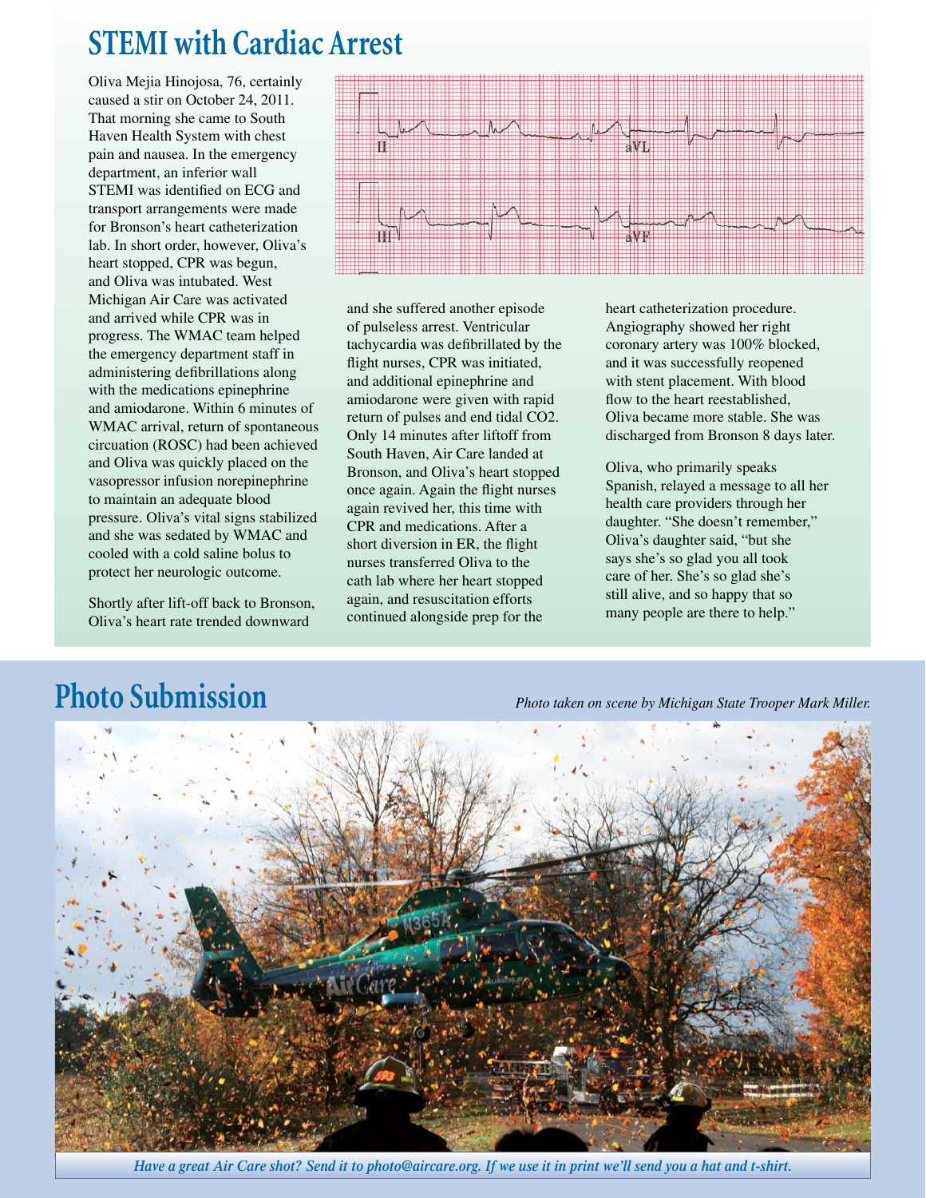# STEMI with Cardiac Arrest

Oliva Mejia Hinojosa, 76, certainly caused a stir on October 24, 2011. That morning she came to South Haven Health System with chest pain and nausea. In the emergency department, an inferior wall STEMI was identified on ECG and transport arrangements were made for Bronson's heart catheterization lab. In short order, however, Oliva's heart stopped, CPR was begun, and Oliva was intubated. West Michigan Air Care was activated and arrived while CPR was in progress. The WMAC team helped the emergency department staff in administering defibrillations along with the medications epinephrine and amiodarone. Within 6 minutes of WMAC arrival, return of spontaneous circuation (ROSC) had been achieved and Oliva was quickly placed on the vasopressor infusion norepinephrine to maintain an adequate blood pressure. Oliva's vital signs stabilized and she was sedated by WMAC and cooled with a cold saline bolus to protect her neurologic outcome.

Shortly after lift-off back to Bronson, Oliva's heart rate trended downward and she suffered another episode of pulseless arrest. Ventricular tachycardia was defibrillated by the flight nurses, CPR was initiated, and additional epinephrine and amiodarone were given with rapid return of pulses and end tidal CO2. Only 14 minutes after liftoff from South Haven, Air Care landed at Bronson, and Oliva's heart stopped once again. Again the flight nurses again revived her, this time with CPR and medications. After a short diversion in ER, the flight nurses transferred Oliva to the cath lab where her heart stopped again, and resuscitation efforts continued alongside prep for the heart catheterization procedure. Angiography showed her right coronary artery was 100% blocked, and it was successfully reopened with stent placement. With blood flow to the heart reestablished, Oliva became more stable. She was discharged from Bronson 8 days later.

Oliva, who primarily speaks Spanish, relayed a message to all her health care providers through her daughter. "She doesn't remember," Oliva's daughter said, "but she says she's so glad you all took care of her. She's so glad she's still alive, and so happy that so many people are there to help."

# Photo Submission

*Photo taken on scene by Michigan State Trooper Mark Miller.*

*Have a great Air Care shot? Send it to photo@aircare.org. If we use it in print we'll send you a hat and t-shirt.*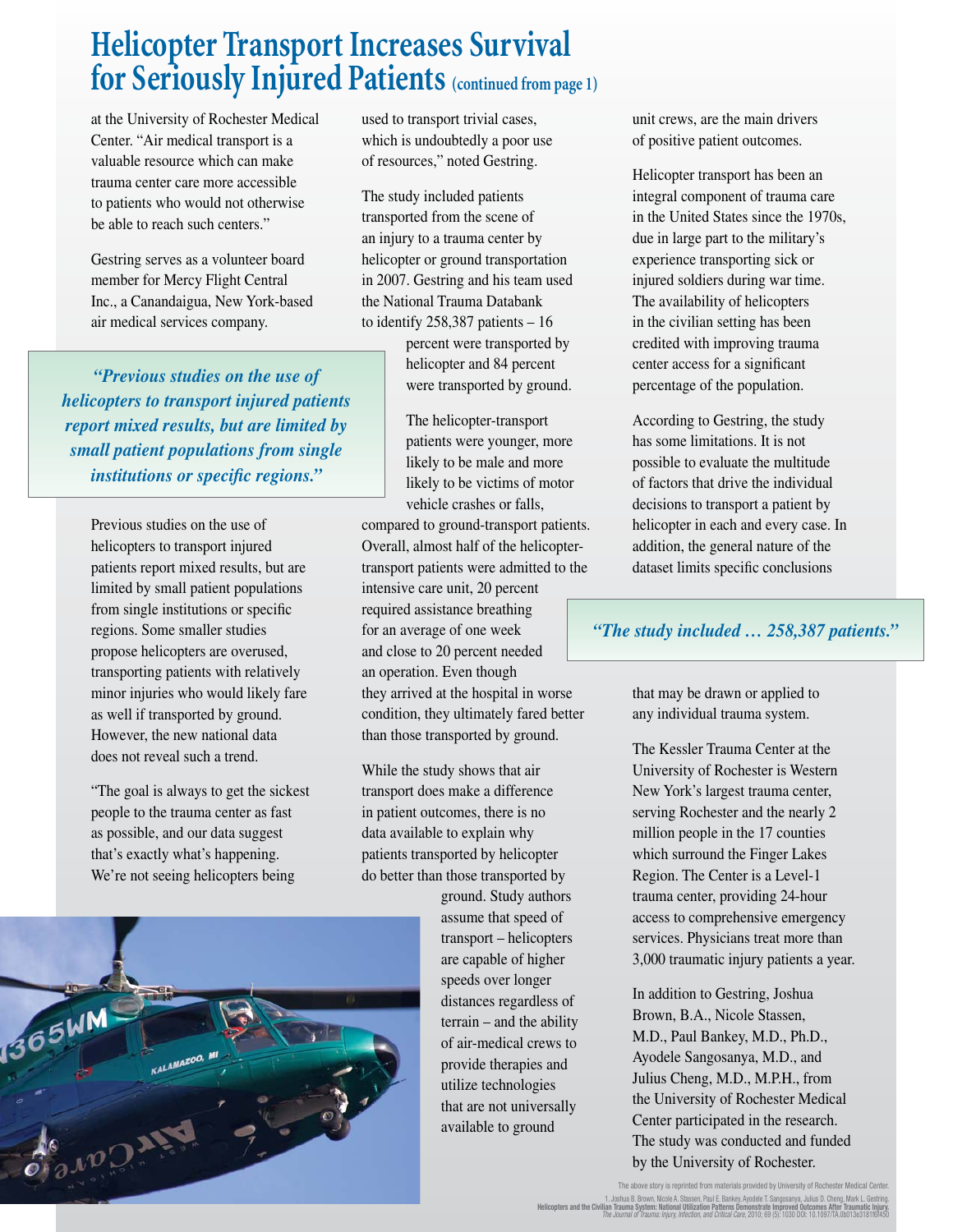# Helicopter Transport Increases Survival for Seriously Injured Patients (continued from page 1)

at the University of Rochester Medical Center. "Air medical transport is a valuable resource which can make trauma center care more accessible to patients who would not otherwise be able to reach such centers."

Gestring serves as a volunteer board member for Mercy Flight Central Inc., a Canandaigua, New York-based air medical services company.

*"Previous studies on the use of helicopters to transport injured patients report mixed results, but are limited by small patient populations from single institutions or specific regions."*

Previous studies on the use of helicopters to transport injured patients report mixed results, but are limited by small patient populations from single institutions or specific regions. Some smaller studies propose helicopters are overused, transporting patients with relatively minor injuries who would likely fare as well if transported by ground. However, the new national data does not reveal such a trend.

"The goal is always to get the sickest people to the trauma center as fast as possible, and our data suggest that's exactly what's happening. We're not seeing helicopters being used to transport trivial cases, which is undoubtedly a poor use of resources," noted Gestring.

The study included patients transported from the scene of an injury to a trauma center by helicopter or ground transportation in 2007. Gestring and his team used the National Trauma Databank to identify 258,387 patients – 16 percent were transported by helicopter and 84 percent were transported by ground.

The helicopter-transport patients were younger, more likely to be male and more likely to be victims of motor vehicle crashes or falls, compared to ground-transport patients. Overall, almost half of the helicopter-transport patients were admitted to the intensive care unit, 20 percent required assistance breathing for an average of one week and close to 20 percent needed an operation. Even though they arrived at the hospital in worse condition, they ultimately fared better than those transported by ground.

While the study shows that air transport does make a difference in patient outcomes, there is no data available to explain why patients transported by helicopter do better than those transported by ground. Study authors assume that speed of transport – helicopters are capable of higher speeds over longer distances regardless of terrain – and the ability of air-medical crews to provide therapies and utilize technologies that are not universally available to ground unit crews, are the main drivers of positive patient outcomes.

Helicopter transport has been an integral component of trauma care in the United States since the 1970s, due in large part to the military's experience transporting sick or injured soldiers during war time. The availability of helicopters in the civilian setting has been credited with improving trauma center access for a significant percentage of the population.

According to Gestring, the study has some limitations. It is not possible to evaluate the multitude of factors that drive the individual decisions to transport a patient by helicopter in each and every case. In addition, the general nature of the dataset limits specific conclusions that may be drawn or applied to any individual trauma system.

*"The study included … 258,387 patients."*

The Kessler Trauma Center at the University of Rochester is Western New York's largest trauma center, serving Rochester and the nearly 2 million people in the 17 counties which surround the Finger Lakes Region. The Center is a Level-1 trauma center, providing 24-hour access to comprehensive emergency services. Physicians treat more than 3,000 traumatic injury patients a year.

In addition to Gestring, Joshua Brown, B.A., Nicole Stassen, M.D., Paul Bankey, M.D., Ph.D., Ayodele Sangosanya, M.D., and Julius Cheng, M.D., M.P.H., from the University of Rochester Medical Center participated in the research. The study was conducted and funded by the University of Rochester.

The above story is reprinted from materials provided by University of Rochester Medical Center.

1. Joshua B. Brown, Nicole A. Stassen, Paul E. Bankey, Ayodele T. Sangosanya, Julius D. Cheng, Mark L. Gestring. **Helicopters and the Civilian Trauma System: National Utilization Patterns Demonstrate Improved Outcomes After Traumatic Injury.** *The Journal of Trauma: Injury, Infection, and Critical Care*, 2010; 69 (5): 1030 DOI: 10.1097/TA.0b013e3181f6f450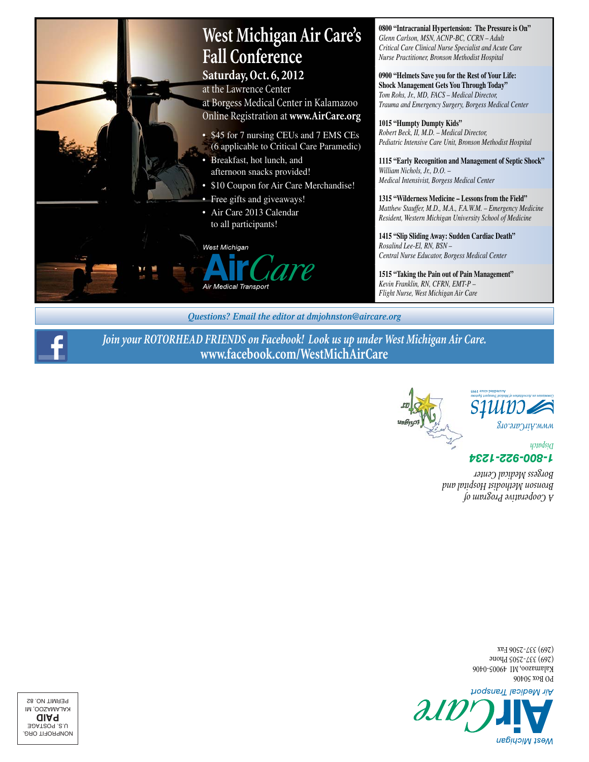# West Michigan Air Care's Fall Conference

## Saturday, Oct. 6, 2012

at the Lawrence Center
at Borgess Medical Center in Kalamazoo
Online Registration at **www.AirCare.org**

- $45 for 7 nursing CEUs and 7 EMS CEs (6 applicable to Critical Care Paramedic)
- Breakfast, hot lunch, and afternoon snacks provided!
- $10 Coupon for Air Care Merchandise!
- Free gifts and giveaways!
- Air Care 2013 Calendar to all participants!

West Michigan
AirCare
Air Medical Transport

**0800 "Intracranial Hypertension: The Pressure is On"**
*Glenn Carlson, MSN, ACNP-BC, CCRN – Adult Critical Care Clinical Nurse Specialist and Acute Care Nurse Practitioner, Bronson Methodist Hospital*

**0900 "Helmets Save you for the Rest of Your Life: Shock Management Gets You Through Today"**
*Tom Rohs, Jr., MD, FACS – Medical Director, Trauma and Emergency Surgery, Borgess Medical Center*

**1015 "Humpty Dumpty Kids"**
*Robert Beck, II, M.D. – Medical Director, Pediatric Intensive Care Unit, Bronson Methodist Hospital*

**1115 "Early Recognition and Management of Septic Shock"**
*William Nichols, Jr., D.O. – Medical Intensivist, Borgess Medical Center*

**1315 "Wilderness Medicine – Lessons from the Field"**
*Matthew Stauffer, M.D., M.A., F.A.W.M. – Emergency Medicine Resident, Western Michigan University School of Medicine*

**1415 "Slip Sliding Away: Sudden Cardiac Death"**
*Rosalind Lee-El, RN, BSN – Central Nurse Educator, Borgess Medical Center*

**1515 "Taking the Pain out of Pain Management"**
*Kevin Franklin, RN, CFRN, EMT-P – Flight Nurse, West Michigan Air Care*

*Questions? Email the editor at dmjohnston@aircare.org*

*Join your ROTORHEAD FRIENDS on Facebook! Look us up under West Michigan Air Care.*
**www.facebook.com/WestMichAirCare**

*A Cooperative Program of Bronson Methodist Hospital and Borgess Medical Center*

**1-800-922-1234**
*Dispatch*

*www.AirCare.org*

CAMTS
Commission on Accreditation of Medical Transport Systems
Accredited since 1995

West Michigan
AirCare
Air Medical Transport

PO Box 50406
Kalamazoo, MI 49005-0406
(269) 337-2505 Phone
(269) 337-2506 Fax

NONPROFIT ORG.
U.S. POSTAGE
**PAID**
KALAMAZOO, MI
PERMIT NO. 82